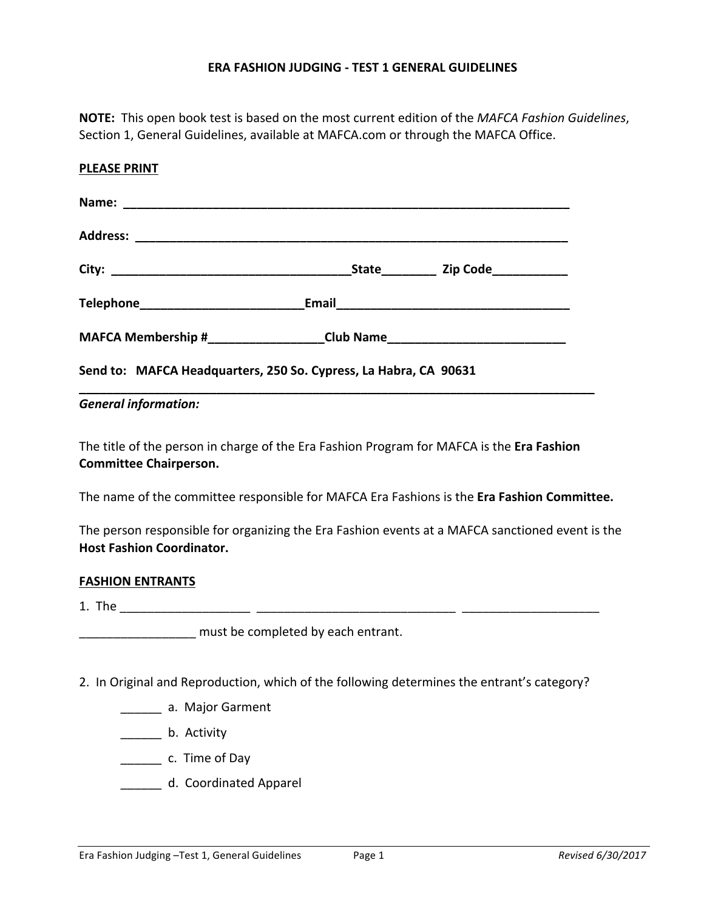# ERA FASHION JUDGING - TEST 1 GENERAL GUIDELINES

**NOTE:** This open book test is based on the most current edition of the *MAFCA Fashion Guidelines*, Section 1, General Guidelines, available at MAFCA.com or through the MAFCA Office.

**PLEASE PRINT**

**Name:** ____________________________________________________________________

**Address:** __________________________________________________________________

**City:** ____________________________________**State**________ **Zip Code**___________

**Telephone**________________________**Email**___________________________________

**MAFCA Membership #**________________**Club Name**__________________________

**Send to: MAFCA Headquarters, 250 So. Cypress, La Habra, CA 90631**

---

***General information:***

The title of the person in charge of the Era Fashion Program for MAFCA is the **Era Fashion Committee Chairperson.**

The name of the committee responsible for MAFCA Era Fashions is the **Era Fashion Committee.**

The person responsible for organizing the Era Fashion events at a MAFCA sanctioned event is the **Host Fashion Coordinator.**

**FASHION ENTRANTS**

1. The ___________________ _____________________________ ____________________ _________________ must be completed by each entrant.

2. In Original and Reproduction, which of the following determines the entrant's category?

   ______ a. Major Garment

   ______ b. Activity

   ______ c. Time of Day

   ______ d. Coordinated Apparel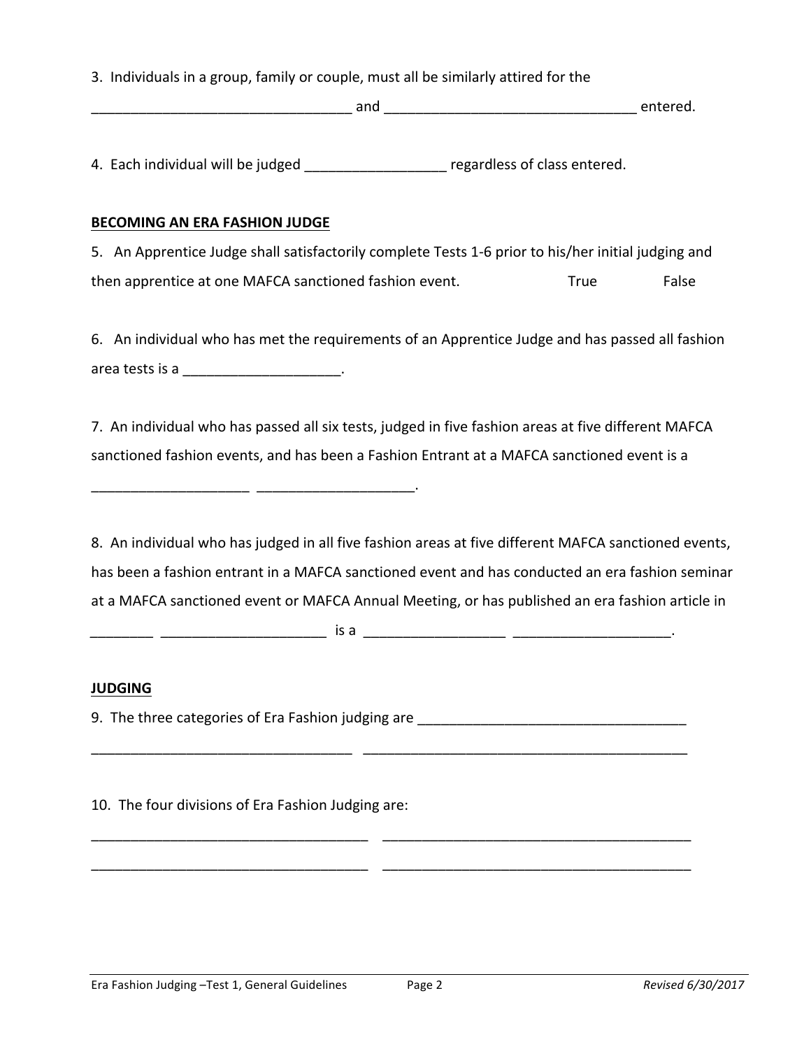3. Individuals in a group, family or couple, must all be similarly attired for the

_________________________________ and ________________________________ entered.

4. Each individual will be judged _________________ regardless of class entered.

**BECOMING AN ERA FASHION JUDGE**

5. An Apprentice Judge shall satisfactorily complete Tests 1-6 prior to his/her initial judging and then apprentice at one MAFCA sanctioned fashion event. True False

6. An individual who has met the requirements of an Apprentice Judge and has passed all fashion area tests is a ____________________.

7. An individual who has passed all six tests, judged in five fashion areas at five different MAFCA sanctioned fashion events, and has been a Fashion Entrant at a MAFCA sanctioned event is a

____________________ ____________________.

8. An individual who has judged in all five fashion areas at five different MAFCA sanctioned events, has been a fashion entrant in a MAFCA sanctioned event and has conducted an era fashion seminar at a MAFCA sanctioned event or MAFCA Annual Meeting, or has published an era fashion article in

________ _____________________ is a __________________ ____________________.

**JUDGING**

9. The three categories of Era Fashion judging are __________________________________

_________________________________ __________________________________________

10. The four divisions of Era Fashion Judging are:

___________________________________ ________________________________________

___________________________________ ________________________________________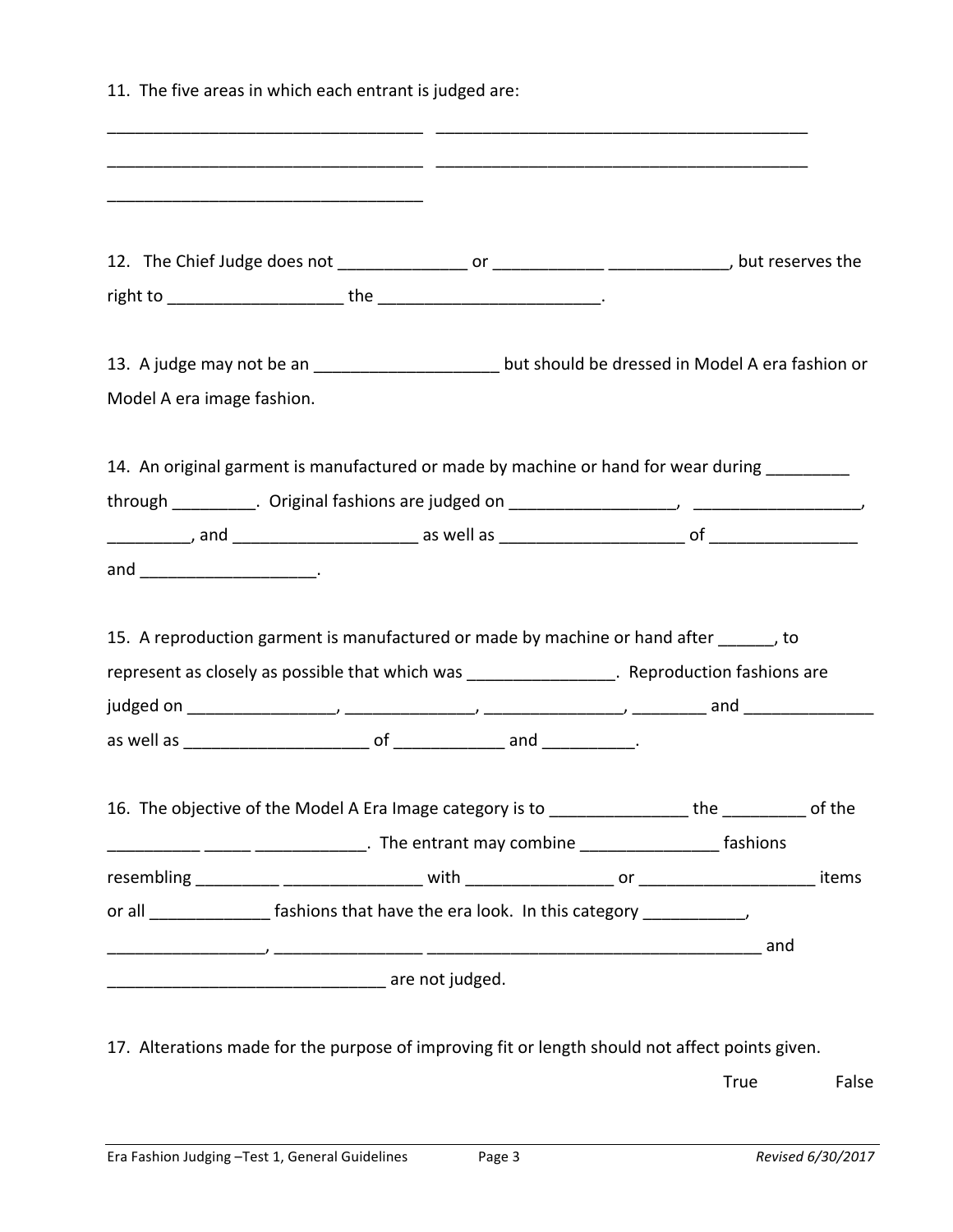11. The five areas in which each entrant is judged are:

__________________________________ ________________________________________

__________________________________ ________________________________________

__________________________________

12. The Chief Judge does not _____________ or ___________ ____________, but reserves the right to _________________ the ______________________.

13. A judge may not be an __________________ but should be dressed in Model A era fashion or Model A era image fashion.

14. An original garment is manufactured or made by machine or hand for wear during _________ through _________. Original fashions are judged on _________________, _________________, _________, and __________________ as well as __________________ of _______________ and _________________.

15. A reproduction garment is manufactured or made by machine or hand after ______, to represent as closely as possible that which was _______________. Reproduction fashions are judged on _______________, _____________, ______________, ________ and _____________ as well as ___________________ of ___________ and __________.

16. The objective of the Model A Era Image category is to ______________ the _________ of the __________ _____ ___________. The entrant may combine ______________ fashions resembling _________ ______________ with _______________ or __________________ items or all _____________ fashions that have the era look. In this category ___________, ________________, _______________ ___________________________________ and _____________________________ are not judged.

17. Alterations made for the purpose of improving fit or length should not affect points given.

True False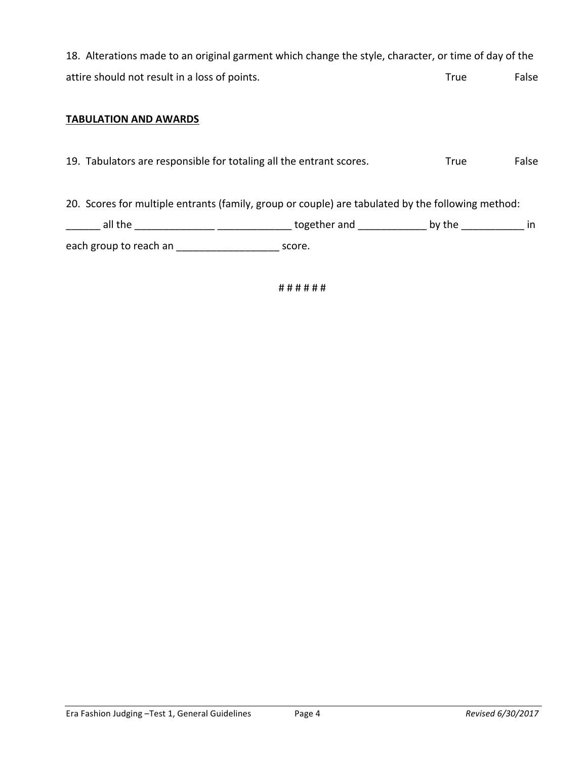18. Alterations made to an original garment which change the style, character, or time of day of the attire should not result in a loss of points. True False

**TABULATION AND AWARDS**

19. Tabulators are responsible for totaling all the entrant scores. True False

20. Scores for multiple entrants (family, group or couple) are tabulated by the following method: ______ all the ______________ _____________ together and ____________ by the ___________ in each group to reach an __________________ score.

# # # # # #